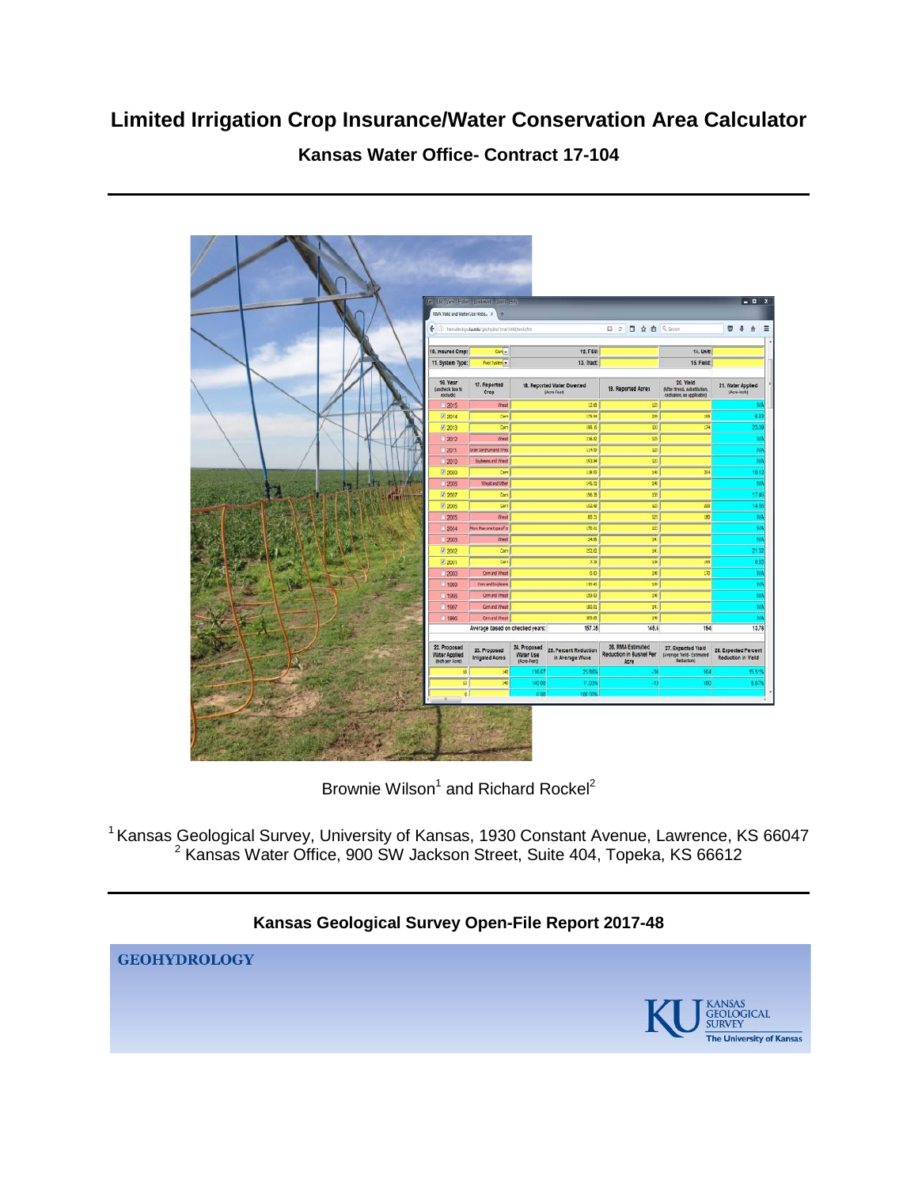# Limited Irrigation Crop Insurance/Water Conservation Area Calculator

## Kansas Water Office- Contract 17-104

Brownie Wilson[1] and Richard Rockel[2]

[1] Kansas Geological Survey, University of Kansas, 1930 Constant Avenue, Lawrence, KS 66047
[2] Kansas Water Office, 900 SW Jackson Street, Suite 404, Topeka, KS 66612

**Kansas Geological Survey Open-File Report 2017-48**

**GEOHYDROLOGY**

KANSAS GEOLOGICAL SURVEY
The University of Kansas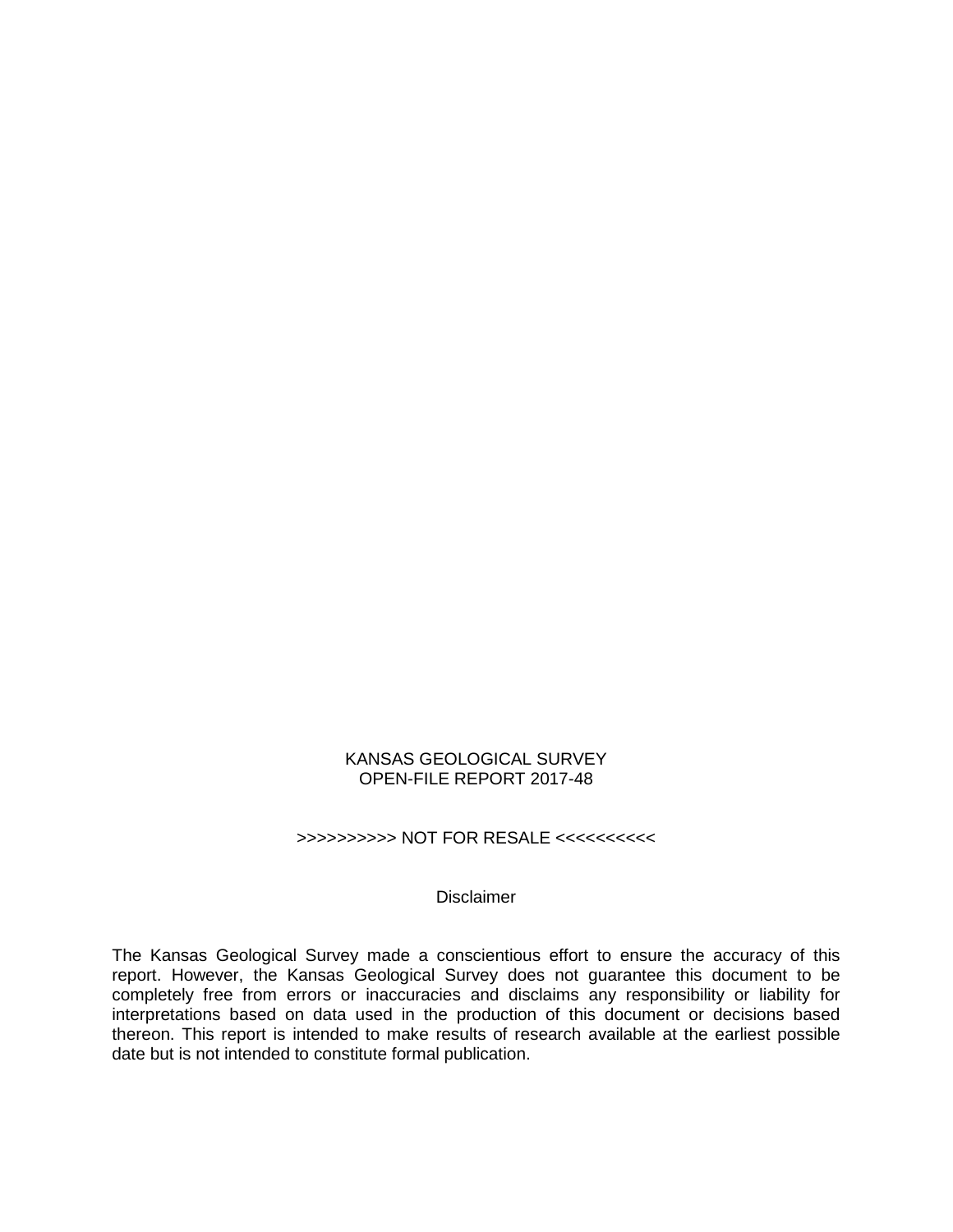KANSAS GEOLOGICAL SURVEY
OPEN-FILE REPORT 2017-48

>>>>>>>>>> NOT FOR RESALE <<<<<<<<<<

Disclaimer

The Kansas Geological Survey made a conscientious effort to ensure the accuracy of this report. However, the Kansas Geological Survey does not guarantee this document to be completely free from errors or inaccuracies and disclaims any responsibility or liability for interpretations based on data used in the production of this document or decisions based thereon. This report is intended to make results of research available at the earliest possible date but is not intended to constitute formal publication.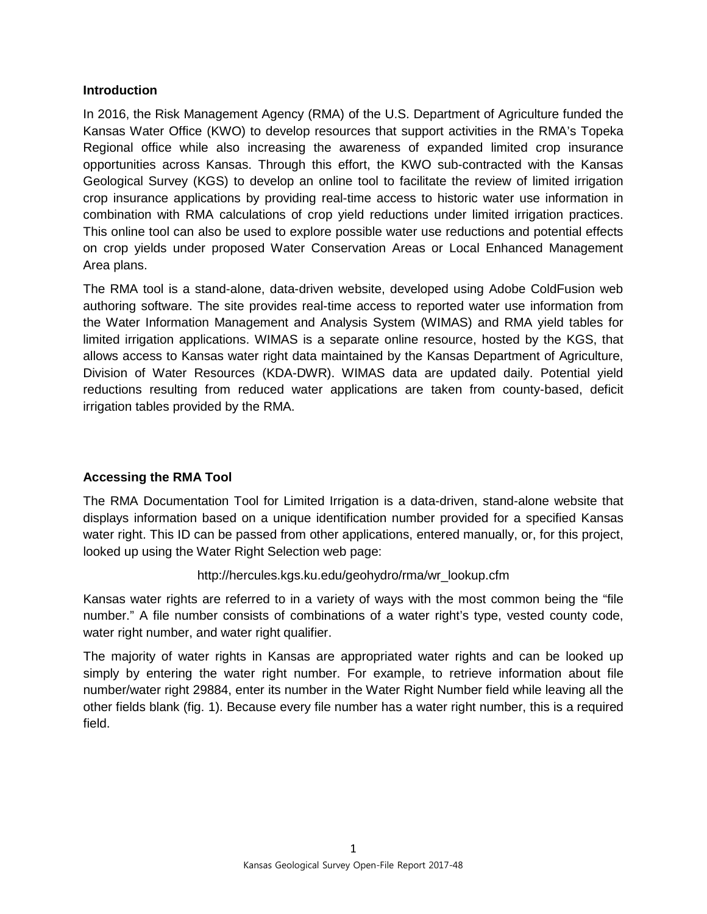## Introduction

In 2016, the Risk Management Agency (RMA) of the U.S. Department of Agriculture funded the Kansas Water Office (KWO) to develop resources that support activities in the RMA's Topeka Regional office while also increasing the awareness of expanded limited crop insurance opportunities across Kansas. Through this effort, the KWO sub-contracted with the Kansas Geological Survey (KGS) to develop an online tool to facilitate the review of limited irrigation crop insurance applications by providing real-time access to historic water use information in combination with RMA calculations of crop yield reductions under limited irrigation practices. This online tool can also be used to explore possible water use reductions and potential effects on crop yields under proposed Water Conservation Areas or Local Enhanced Management Area plans.

The RMA tool is a stand-alone, data-driven website, developed using Adobe ColdFusion web authoring software. The site provides real-time access to reported water use information from the Water Information Management and Analysis System (WIMAS) and RMA yield tables for limited irrigation applications. WIMAS is a separate online resource, hosted by the KGS, that allows access to Kansas water right data maintained by the Kansas Department of Agriculture, Division of Water Resources (KDA-DWR). WIMAS data are updated daily. Potential yield reductions resulting from reduced water applications are taken from county-based, deficit irrigation tables provided by the RMA.

## Accessing the RMA Tool

The RMA Documentation Tool for Limited Irrigation is a data-driven, stand-alone website that displays information based on a unique identification number provided for a specified Kansas water right. This ID can be passed from other applications, entered manually, or, for this project, looked up using the Water Right Selection web page:

http://hercules.kgs.ku.edu/geohydro/rma/wr_lookup.cfm

Kansas water rights are referred to in a variety of ways with the most common being the "file number." A file number consists of combinations of a water right's type, vested county code, water right number, and water right qualifier.

The majority of water rights in Kansas are appropriated water rights and can be looked up simply by entering the water right number. For example, to retrieve information about file number/water right 29884, enter its number in the Water Right Number field while leaving all the other fields blank (fig. 1). Because every file number has a water right number, this is a required field.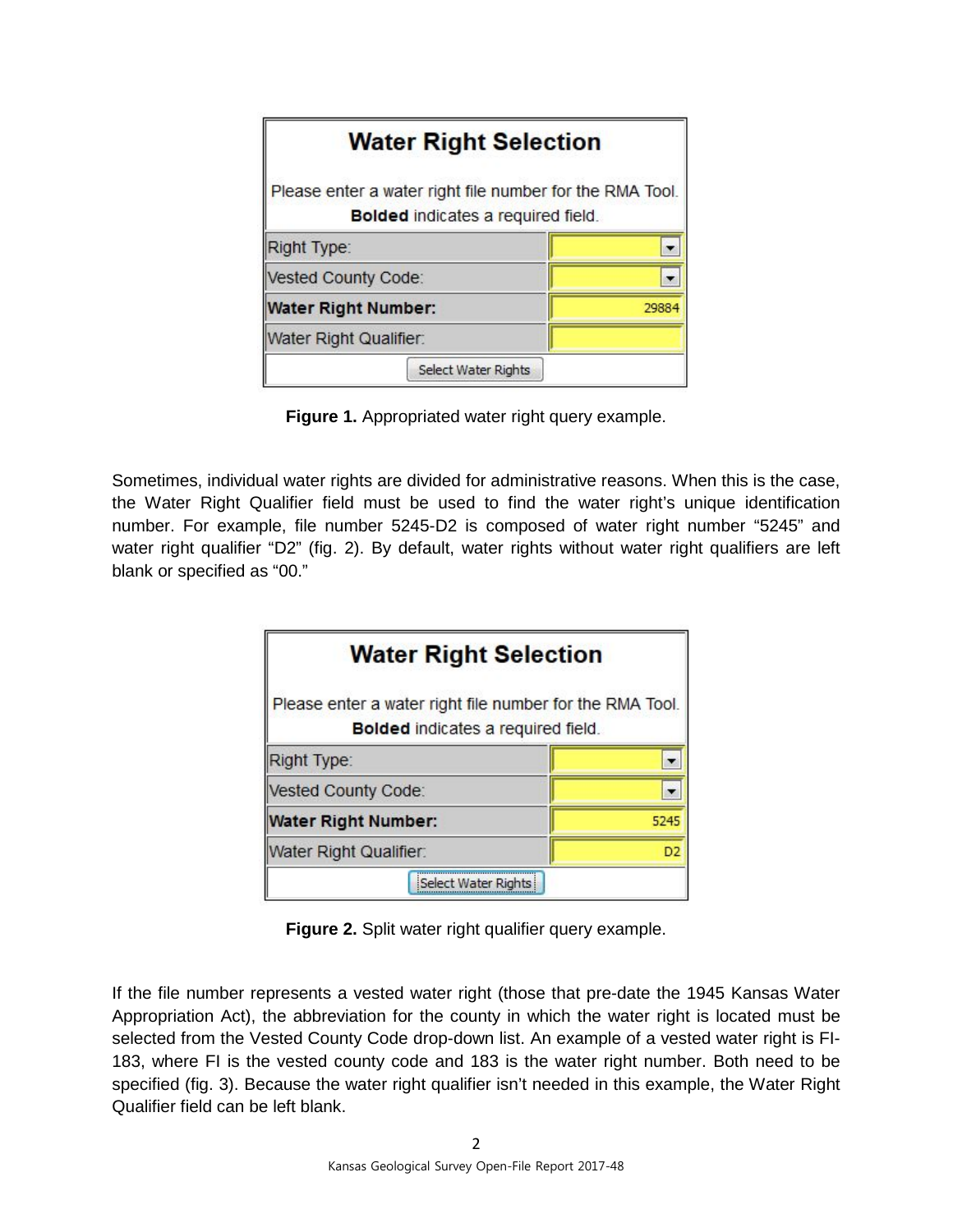**Water Right Selection**

Please enter a water right file number for the RMA Tool. **Bolded** indicates a required field.

| Field | Value |
| --- | --- |
| Right Type: | |
| Vested County Code: | |
| **Water Right Number:** | 29884 |
| Water Right Qualifier: | |

Select Water Rights

**Figure 1.** Appropriated water right query example.

Sometimes, individual water rights are divided for administrative reasons. When this is the case, the Water Right Qualifier field must be used to find the water right's unique identification number. For example, file number 5245-D2 is composed of water right number "5245" and water right qualifier "D2" (fig. 2). By default, water rights without water right qualifiers are left blank or specified as "00."

**Water Right Selection**

Please enter a water right file number for the RMA Tool. **Bolded** indicates a required field.

| Field | Value |
| --- | --- |
| Right Type: | |
| Vested County Code: | |
| **Water Right Number:** | 5245 |
| Water Right Qualifier: | D2 |

Select Water Rights

**Figure 2.** Split water right qualifier query example.

If the file number represents a vested water right (those that pre-date the 1945 Kansas Water Appropriation Act), the abbreviation for the county in which the water right is located must be selected from the Vested County Code drop-down list. An example of a vested water right is FI-183, where FI is the vested county code and 183 is the water right number. Both need to be specified (fig. 3). Because the water right qualifier isn't needed in this example, the Water Right Qualifier field can be left blank.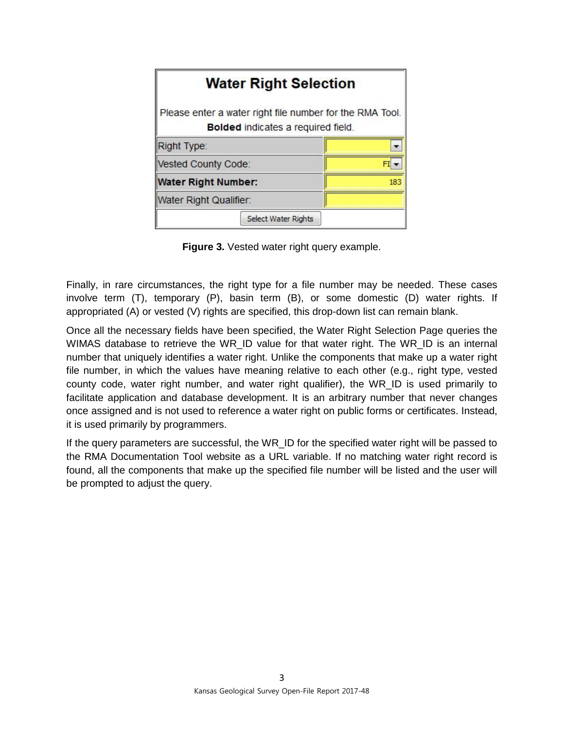**Water Right Selection**

Please enter a water right file number for the RMA Tool.
**Bolded** indicates a required field.

| | |
|---|---|
| Right Type: | |
| Vested County Code: | FI |
| **Water Right Number:** | 183 |
| Water Right Qualifier: | |

Select Water Rights

**Figure 3.** Vested water right query example.

Finally, in rare circumstances, the right type for a file number may be needed. These cases involve term (T), temporary (P), basin term (B), or some domestic (D) water rights. If appropriated (A) or vested (V) rights are specified, this drop-down list can remain blank.

Once all the necessary fields have been specified, the Water Right Selection Page queries the WIMAS database to retrieve the WR_ID value for that water right. The WR_ID is an internal number that uniquely identifies a water right. Unlike the components that make up a water right file number, in which the values have meaning relative to each other (e.g., right type, vested county code, water right number, and water right qualifier), the WR_ID is used primarily to facilitate application and database development. It is an arbitrary number that never changes once assigned and is not used to reference a water right on public forms or certificates. Instead, it is used primarily by programmers.

If the query parameters are successful, the WR_ID for the specified water right will be passed to the RMA Documentation Tool website as a URL variable. If no matching water right record is found, all the components that make up the specified file number will be listed and the user will be prompted to adjust the query.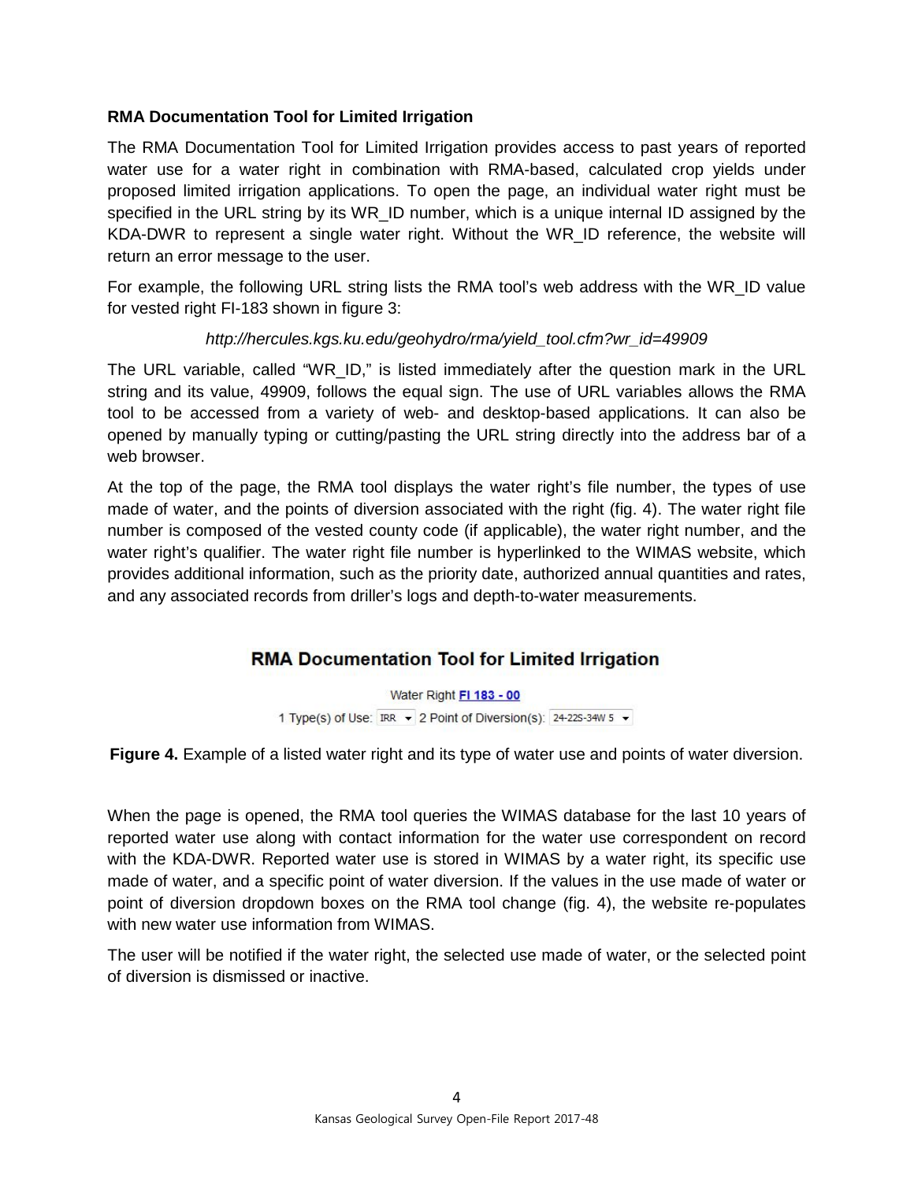**RMA Documentation Tool for Limited Irrigation**

The RMA Documentation Tool for Limited Irrigation provides access to past years of reported water use for a water right in combination with RMA-based, calculated crop yields under proposed limited irrigation applications. To open the page, an individual water right must be specified in the URL string by its WR_ID number, which is a unique internal ID assigned by the KDA-DWR to represent a single water right. Without the WR_ID reference, the website will return an error message to the user.

For example, the following URL string lists the RMA tool's web address with the WR_ID value for vested right FI-183 shown in figure 3:

*http://hercules.kgs.ku.edu/geohydro/rma/yield_tool.cfm?wr_id=49909*

The URL variable, called "WR_ID," is listed immediately after the question mark in the URL string and its value, 49909, follows the equal sign. The use of URL variables allows the RMA tool to be accessed from a variety of web- and desktop-based applications. It can also be opened by manually typing or cutting/pasting the URL string directly into the address bar of a web browser.

At the top of the page, the RMA tool displays the water right's file number, the types of use made of water, and the points of diversion associated with the right (fig. 4). The water right file number is composed of the vested county code (if applicable), the water right number, and the water right's qualifier. The water right file number is hyperlinked to the WIMAS website, which provides additional information, such as the priority date, authorized annual quantities and rates, and any associated records from driller's logs and depth-to-water measurements.

**RMA Documentation Tool for Limited Irrigation**

Water Right FI 183 - 00

1 Type(s) of Use: IRR 2 Point of Diversion(s): 24-22S-34W 5

**Figure 4.** Example of a listed water right and its type of water use and points of water diversion.

When the page is opened, the RMA tool queries the WIMAS database for the last 10 years of reported water use along with contact information for the water use correspondent on record with the KDA-DWR. Reported water use is stored in WIMAS by a water right, its specific use made of water, and a specific point of water diversion. If the values in the use made of water or point of diversion dropdown boxes on the RMA tool change (fig. 4), the website re-populates with new water use information from WIMAS.

The user will be notified if the water right, the selected use made of water, or the selected point of diversion is dismissed or inactive.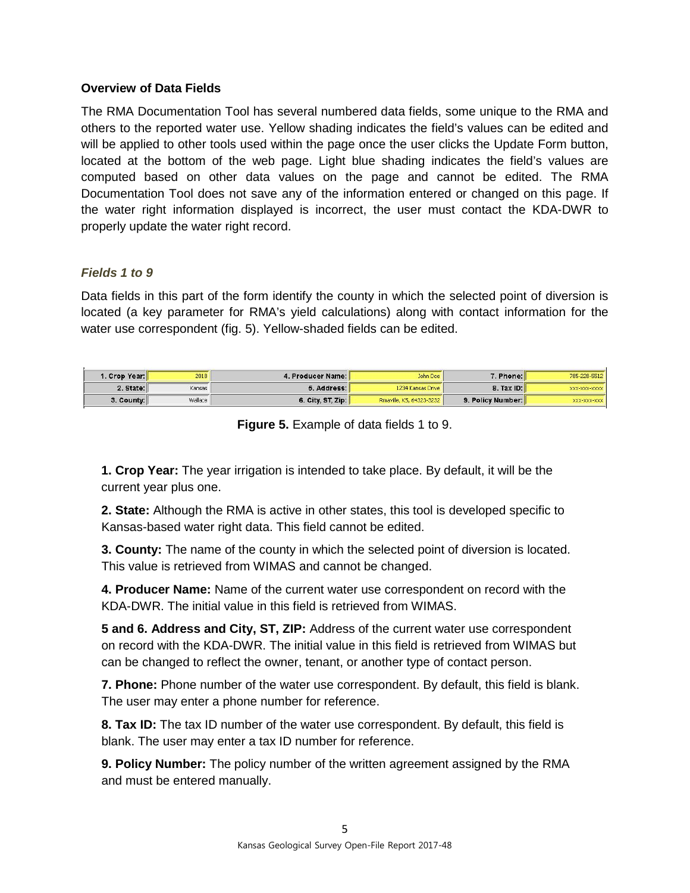### Overview of Data Fields

The RMA Documentation Tool has several numbered data fields, some unique to the RMA and others to the reported water use. Yellow shading indicates the field's values can be edited and will be applied to other tools used within the page once the user clicks the Update Form button, located at the bottom of the web page. Light blue shading indicates the field's values are computed based on other data values on the page and cannot be edited. The RMA Documentation Tool does not save any of the information entered or changed on this page. If the water right information displayed is incorrect, the user must contact the KDA-DWR to properly update the water right record.

#### *Fields 1 to 9*

Data fields in this part of the form identify the county in which the selected point of diversion is located (a key parameter for RMA's yield calculations) along with contact information for the water use correspondent (fig. 5). Yellow-shaded fields can be edited.

| 1. Crop Year: | 2018 | 4. Producer Name: | John Doe | 7. Phone: | 785-228-5512 |
|---|---|---|---|---|---|
| 2. State: | Kansas | 5. Address: | 1234 Kansas Drive | 8. Tax ID: | xxx-xxx-xxxx |
| 3. County: | Wallace | 6. City, ST, Zip: | Rmaville, KS, 64323-3232 | 9. Policy Number: | xxx-xxx-xxx |

**Figure 5.** Example of data fields 1 to 9.

**1. Crop Year:** The year irrigation is intended to take place. By default, it will be the current year plus one.

**2. State:** Although the RMA is active in other states, this tool is developed specific to Kansas-based water right data. This field cannot be edited.

**3. County:** The name of the county in which the selected point of diversion is located. This value is retrieved from WIMAS and cannot be changed.

**4. Producer Name:** Name of the current water use correspondent on record with the KDA-DWR. The initial value in this field is retrieved from WIMAS.

**5 and 6. Address and City, ST, ZIP:** Address of the current water use correspondent on record with the KDA-DWR. The initial value in this field is retrieved from WIMAS but can be changed to reflect the owner, tenant, or another type of contact person.

**7. Phone:** Phone number of the water use correspondent. By default, this field is blank. The user may enter a phone number for reference.

**8. Tax ID:** The tax ID number of the water use correspondent. By default, this field is blank. The user may enter a tax ID number for reference.

**9. Policy Number:** The policy number of the written agreement assigned by the RMA and must be entered manually.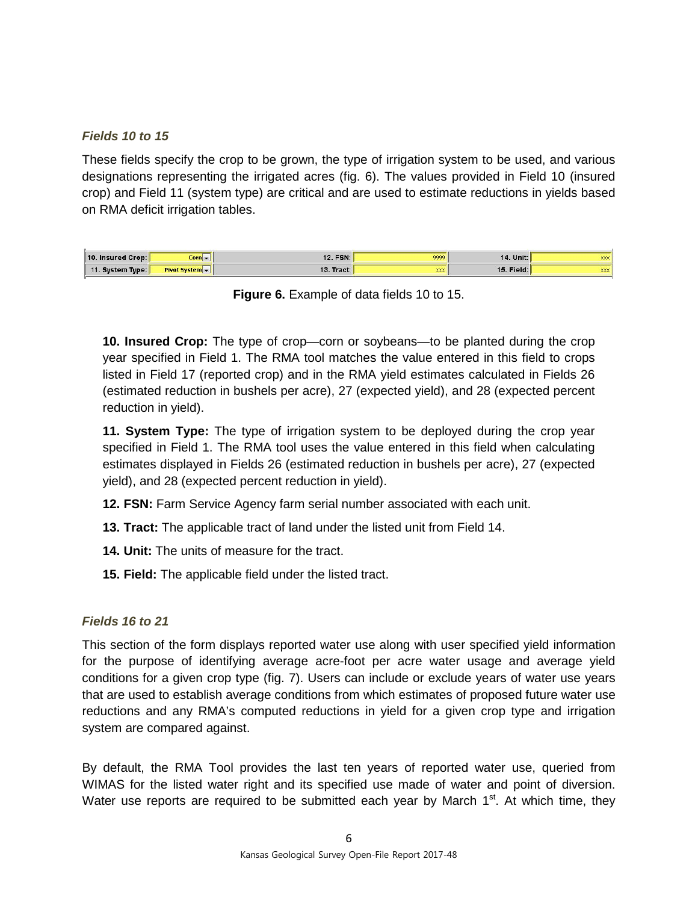### *Fields 10 to 15*

These fields specify the crop to be grown, the type of irrigation system to be used, and various designations representing the irrigated acres (fig. 6). The values provided in Field 10 (insured crop) and Field 11 (system type) are critical and are used to estimate reductions in yields based on RMA deficit irrigation tables.

| 10. Insured Crop: | Corn | 12. FSN: | 9999 | 14. Unit: | xxx |
|---|---|---|---|---|---|
| 11. System Type: | Pivot System | 13. Tract: | xxx | 15. Field: | xxx |

**Figure 6.** Example of data fields 10 to 15.

**10. Insured Crop:** The type of crop—corn or soybeans—to be planted during the crop year specified in Field 1. The RMA tool matches the value entered in this field to crops listed in Field 17 (reported crop) and in the RMA yield estimates calculated in Fields 26 (estimated reduction in bushels per acre), 27 (expected yield), and 28 (expected percent reduction in yield).

**11. System Type:** The type of irrigation system to be deployed during the crop year specified in Field 1. The RMA tool uses the value entered in this field when calculating estimates displayed in Fields 26 (estimated reduction in bushels per acre), 27 (expected yield), and 28 (expected percent reduction in yield).

**12. FSN:** Farm Service Agency farm serial number associated with each unit.

**13. Tract:** The applicable tract of land under the listed unit from Field 14.

**14. Unit:** The units of measure for the tract.

**15. Field:** The applicable field under the listed tract.

### *Fields 16 to 21*

This section of the form displays reported water use along with user specified yield information for the purpose of identifying average acre-foot per acre water usage and average yield conditions for a given crop type (fig. 7). Users can include or exclude years of water use years that are used to establish average conditions from which estimates of proposed future water use reductions and any RMA's computed reductions in yield for a given crop type and irrigation system are compared against.

By default, the RMA Tool provides the last ten years of reported water use, queried from WIMAS for the listed water right and its specified use made of water and point of diversion. Water use reports are required to be submitted each year by March 1st. At which time, they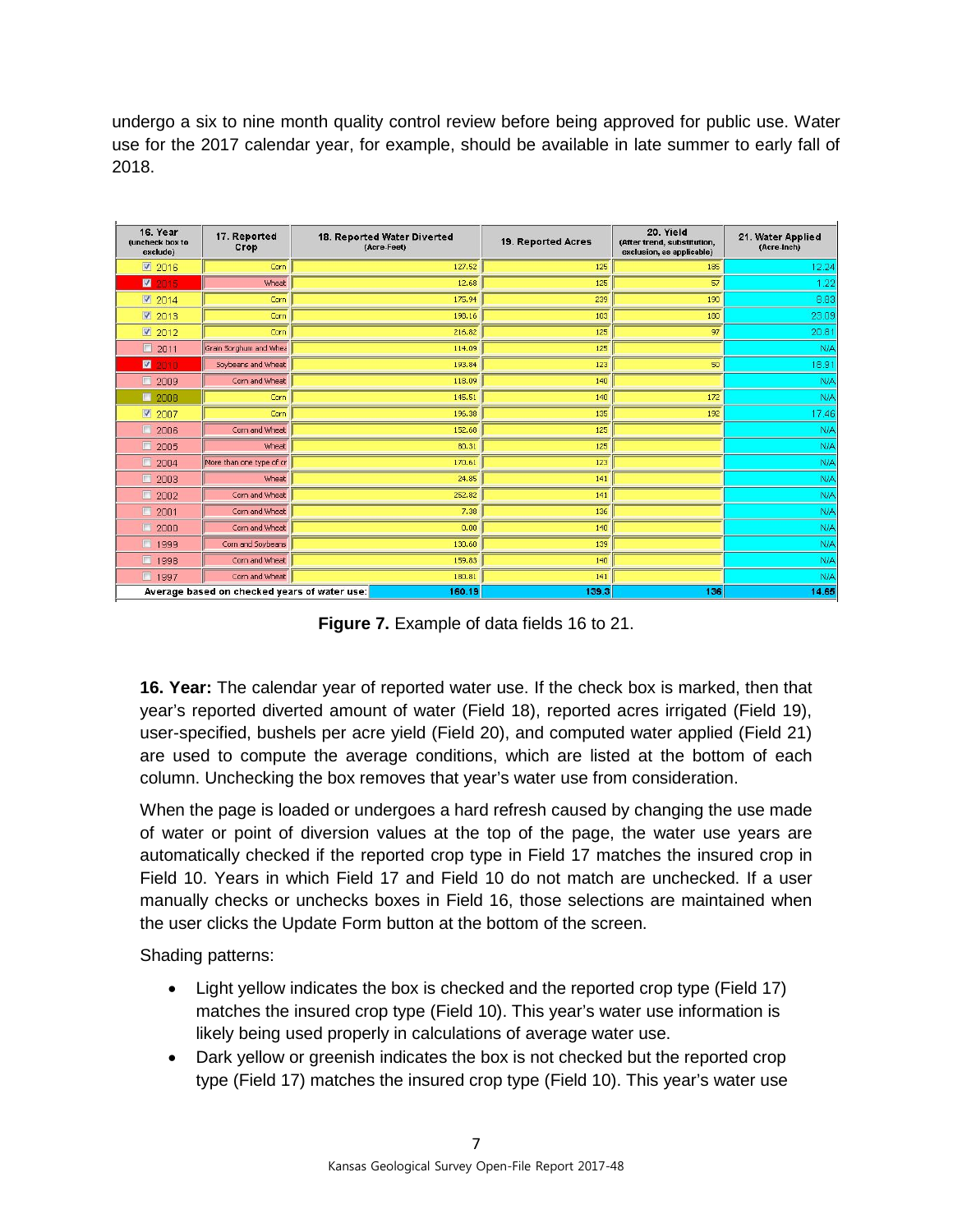undergo a six to nine month quality control review before being approved for public use. Water use for the 2017 calendar year, for example, should be available in late summer to early fall of 2018.

| 16. Year (uncheck box to exclude) | 17. Reported Crop | 18. Reported Water Diverted (Acre-Feet) | 19. Reported Acres | 20. Yield (After trend, substitution, exclusion, as applicable) | 21. Water Applied (Acre-Inch) |
|---|---|---|---|---|---|
| ☑ 2016 | Corn | 127.52 | 125 | 185 | 12.24 |
| ☑ 2015 | Wheat | 12.68 | 125 | 57 | 1.22 |
| ☑ 2014 | Corn | 175.94 | 239 | 190 | 8.83 |
| ☑ 2013 | Corn | 198.16 | 103 | 180 | 23.09 |
| ☑ 2012 | Corn | 216.82 | 125 | 97 | 20.81 |
| ☐ 2011 | Grain Sorghum and Whea | 114.09 | 125 | | N/A |
| ☑ 2010 | Soybeans and Wheat | 193.84 | 123 | 50 | 18.91 |
| ☐ 2009 | Corn and Wheat | 118.09 | 140 | | N/A |
| ☐ 2008 | Corn | 145.51 | 140 | 172 | N/A |
| ☑ 2007 | Corn | 196.38 | 135 | 192 | 17.46 |
| ☐ 2006 | Corn and Wheat | 152.60 | 125 | | N/A |
| ☐ 2005 | Wheat | 80.31 | 125 | | N/A |
| ☐ 2004 | More than one type of cr | 170.61 | 123 | | N/A |
| ☐ 2003 | Wheat | 24.85 | 141 | | N/A |
| ☐ 2002 | Corn and Wheat | 252.82 | 141 | | N/A |
| ☐ 2001 | Corn and Wheat | 7.38 | 136 | | N/A |
| ☐ 2000 | Corn and Wheat | 0.00 | 140 | | N/A |
| ☐ 1999 | Corn and Soybeans | 130.60 | 139 | | N/A |
| ☐ 1998 | Corn and Wheat | 159.63 | 140 | | N/A |
| ☐ 1997 | Corn and Wheat | 180.81 | 141 | | N/A |
| Average based on checked years of water use: | | 160.19 | 139.3 | 136 | 14.65 |

**Figure 7.** Example of data fields 16 to 21.

**16. Year:** The calendar year of reported water use. If the check box is marked, then that year's reported diverted amount of water (Field 18), reported acres irrigated (Field 19), user-specified, bushels per acre yield (Field 20), and computed water applied (Field 21) are used to compute the average conditions, which are listed at the bottom of each column. Unchecking the box removes that year's water use from consideration.

When the page is loaded or undergoes a hard refresh caused by changing the use made of water or point of diversion values at the top of the page, the water use years are automatically checked if the reported crop type in Field 17 matches the insured crop in Field 10. Years in which Field 17 and Field 10 do not match are unchecked. If a user manually checks or unchecks boxes in Field 16, those selections are maintained when the user clicks the Update Form button at the bottom of the screen.

Shading patterns:

- Light yellow indicates the box is checked and the reported crop type (Field 17) matches the insured crop type (Field 10). This year's water use information is likely being used properly in calculations of average water use.
- Dark yellow or greenish indicates the box is not checked but the reported crop type (Field 17) matches the insured crop type (Field 10). This year's water use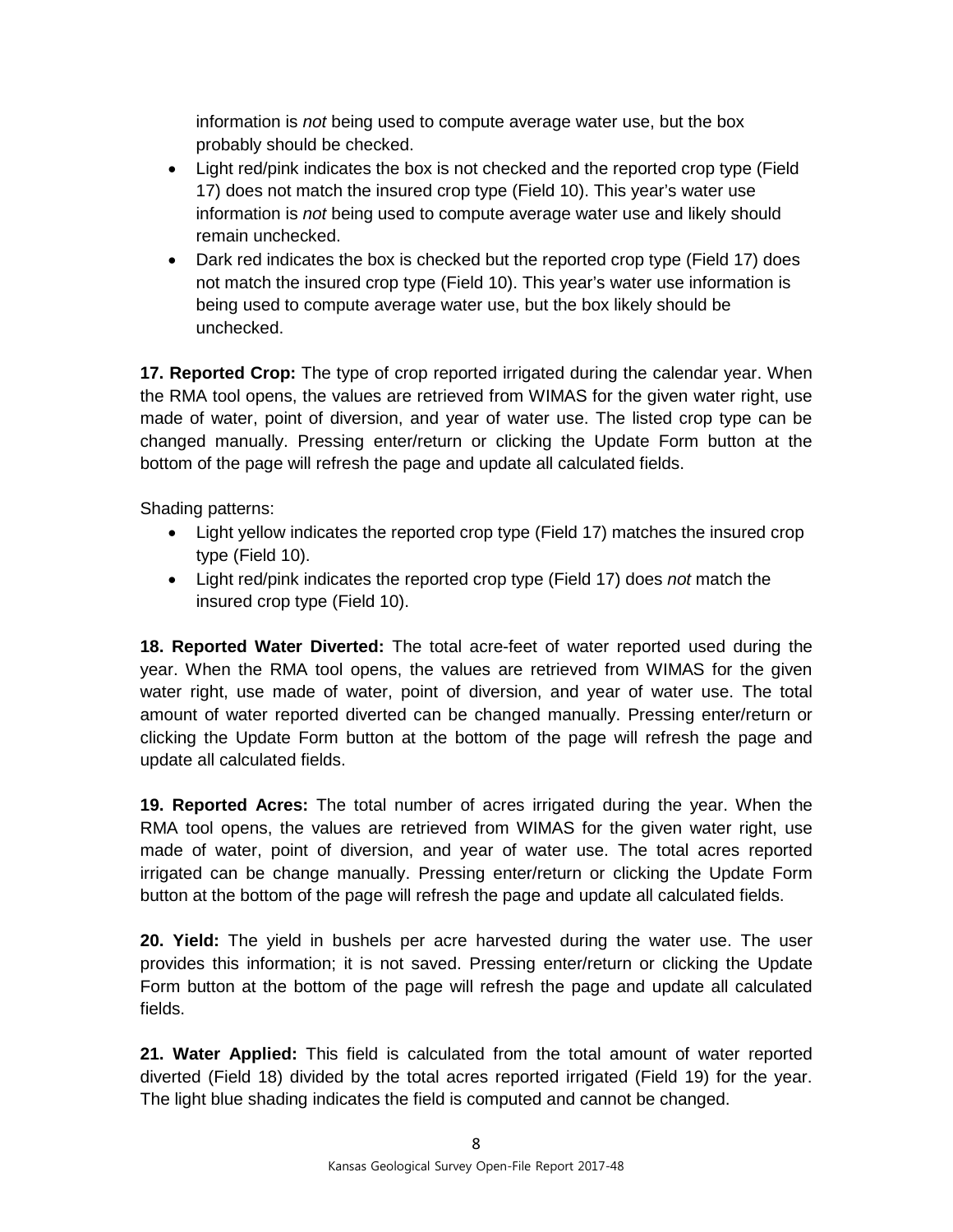information is *not* being used to compute average water use, but the box probably should be checked.

- Light red/pink indicates the box is not checked and the reported crop type (Field 17) does not match the insured crop type (Field 10). This year's water use information is *not* being used to compute average water use and likely should remain unchecked.
- Dark red indicates the box is checked but the reported crop type (Field 17) does not match the insured crop type (Field 10). This year's water use information is being used to compute average water use, but the box likely should be unchecked.

**17. Reported Crop:** The type of crop reported irrigated during the calendar year. When the RMA tool opens, the values are retrieved from WIMAS for the given water right, use made of water, point of diversion, and year of water use. The listed crop type can be changed manually. Pressing enter/return or clicking the Update Form button at the bottom of the page will refresh the page and update all calculated fields.

Shading patterns:

- Light yellow indicates the reported crop type (Field 17) matches the insured crop type (Field 10).
- Light red/pink indicates the reported crop type (Field 17) does *not* match the insured crop type (Field 10).

**18. Reported Water Diverted:** The total acre-feet of water reported used during the year. When the RMA tool opens, the values are retrieved from WIMAS for the given water right, use made of water, point of diversion, and year of water use. The total amount of water reported diverted can be changed manually. Pressing enter/return or clicking the Update Form button at the bottom of the page will refresh the page and update all calculated fields.

**19. Reported Acres:** The total number of acres irrigated during the year. When the RMA tool opens, the values are retrieved from WIMAS for the given water right, use made of water, point of diversion, and year of water use. The total acres reported irrigated can be change manually. Pressing enter/return or clicking the Update Form button at the bottom of the page will refresh the page and update all calculated fields.

**20. Yield:** The yield in bushels per acre harvested during the water use. The user provides this information; it is not saved. Pressing enter/return or clicking the Update Form button at the bottom of the page will refresh the page and update all calculated fields.

**21. Water Applied:** This field is calculated from the total amount of water reported diverted (Field 18) divided by the total acres reported irrigated (Field 19) for the year. The light blue shading indicates the field is computed and cannot be changed.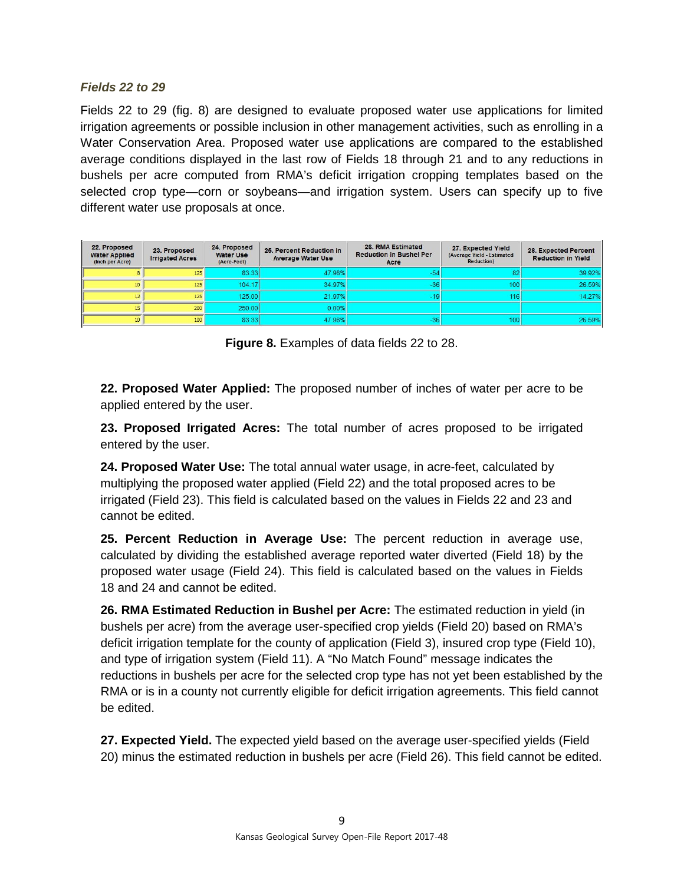### *Fields 22 to 29*

Fields 22 to 29 (fig. 8) are designed to evaluate proposed water use applications for limited irrigation agreements or possible inclusion in other management activities, such as enrolling in a Water Conservation Area. Proposed water use applications are compared to the established average conditions displayed in the last row of Fields 18 through 21 and to any reductions in bushels per acre computed from RMA's deficit irrigation cropping templates based on the selected crop type—corn or soybeans—and irrigation system. Users can specify up to five different water use proposals at once.

| 22. Proposed Water Applied (Inch per Acre) | 23. Proposed Irrigated Acres | 24. Proposed Water Use (Acre-Feet) | 25. Percent Reduction in Average Water Use | 26. RMA Estimated Reduction in Bushel Per Acre | 27. Expected Yield (Average Yield - Estimated Reduction) | 28. Expected Percent Reduction in Yield |
|---|---|---|---|---|---|---|
| 8 | 125 | 83.33 | 47.98% | -54 | 82 | 39.92% |
| 10 | 125 | 104.17 | 34.97% | -36 | 100 | 26.59% |
| 12 | 125 | 125.00 | 21.97% | -19 | 116 | 14.27% |
| 15 | 200 | 250.00 | 0.00% | | | |
| 10 | 100 | 83.33 | 47.98% | -36 | 100 | 26.59% |

**Figure 8.** Examples of data fields 22 to 28.

**22. Proposed Water Applied:** The proposed number of inches of water per acre to be applied entered by the user.

**23. Proposed Irrigated Acres:** The total number of acres proposed to be irrigated entered by the user.

**24. Proposed Water Use:** The total annual water usage, in acre-feet, calculated by multiplying the proposed water applied (Field 22) and the total proposed acres to be irrigated (Field 23). This field is calculated based on the values in Fields 22 and 23 and cannot be edited.

**25. Percent Reduction in Average Use:** The percent reduction in average use, calculated by dividing the established average reported water diverted (Field 18) by the proposed water usage (Field 24). This field is calculated based on the values in Fields 18 and 24 and cannot be edited.

**26. RMA Estimated Reduction in Bushel per Acre:** The estimated reduction in yield (in bushels per acre) from the average user-specified crop yields (Field 20) based on RMA's deficit irrigation template for the county of application (Field 3), insured crop type (Field 10), and type of irrigation system (Field 11). A "No Match Found" message indicates the reductions in bushels per acre for the selected crop type has not yet been established by the RMA or is in a county not currently eligible for deficit irrigation agreements. This field cannot be edited.

**27. Expected Yield.** The expected yield based on the average user-specified yields (Field 20) minus the estimated reduction in bushels per acre (Field 26). This field cannot be edited.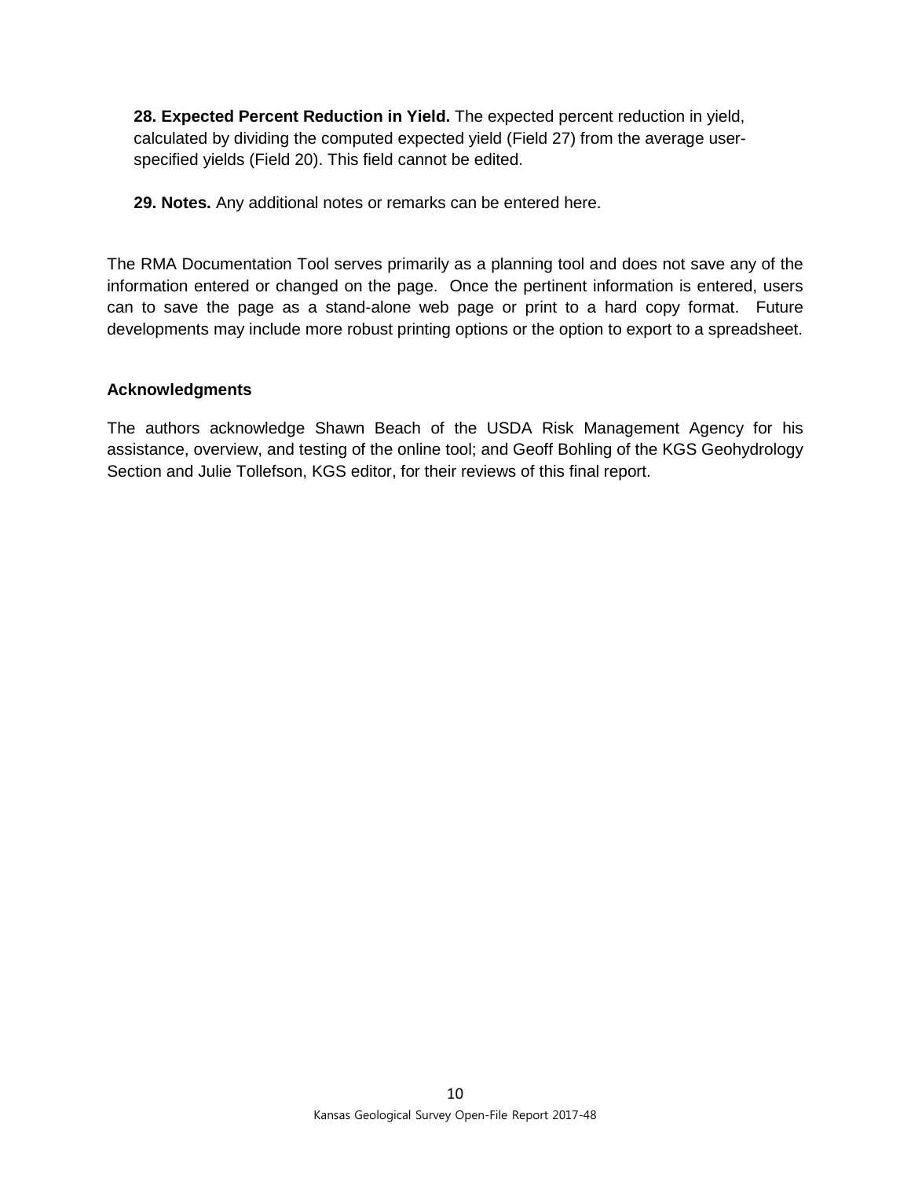**28. Expected Percent Reduction in Yield.** The expected percent reduction in yield, calculated by dividing the computed expected yield (Field 27) from the average user-specified yields (Field 20). This field cannot be edited.

**29. Notes.** Any additional notes or remarks can be entered here.

The RMA Documentation Tool serves primarily as a planning tool and does not save any of the information entered or changed on the page. Once the pertinent information is entered, users can to save the page as a stand-alone web page or print to a hard copy format. Future developments may include more robust printing options or the option to export to a spreadsheet.

### Acknowledgments

The authors acknowledge Shawn Beach of the USDA Risk Management Agency for his assistance, overview, and testing of the online tool; and Geoff Bohling of the KGS Geohydrology Section and Julie Tollefson, KGS editor, for their reviews of this final report.